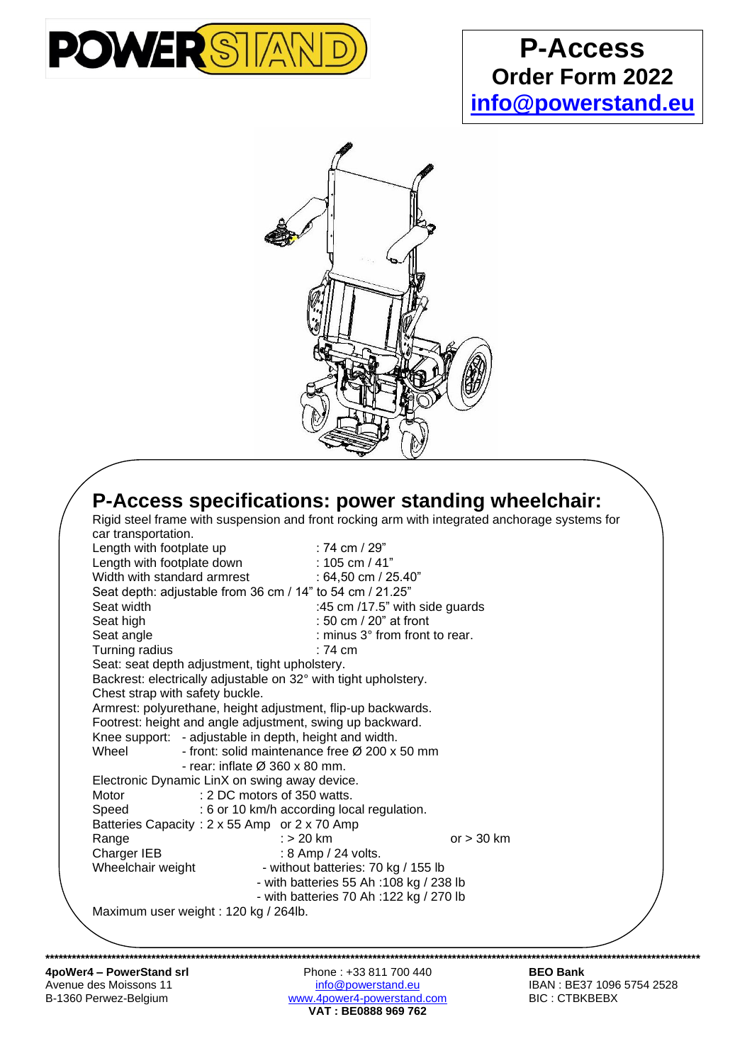POWERSTAND

# P-Access
## Order Form 2022
**info@powerstand.eu**

## P-Access specifications: power standing wheelchair:

Rigid steel frame with suspension and front rocking arm with integrated anchorage systems for car transportation.

Length with footplate up : 74 cm / 29"
Length with footplate down : 105 cm / 41"
Width with standard armrest : 64,50 cm / 25.40"
Seat depth: adjustable from 36 cm / 14" to 54 cm / 21.25"
Seat width :45 cm /17.5" with side guards
Seat high : 50 cm / 20" at front
Seat angle : minus 3° from front to rear.
Turning radius : 74 cm
Seat: seat depth adjustment, tight upholstery.
Backrest: electrically adjustable on 32° with tight upholstery.
Chest strap with safety buckle.
Armrest: polyurethane, height adjustment, flip-up backwards.
Footrest: height and angle adjustment, swing up backward.
Knee support: - adjustable in depth, height and width.
Wheel - front: solid maintenance free Ø 200 x 50 mm
- rear: inflate Ø 360 x 80 mm.
Electronic Dynamic LinX on swing away device.
Motor : 2 DC motors of 350 watts.
Speed : 6 or 10 km/h according local regulation.
Batteries Capacity : 2 x 55 Amp or 2 x 70 Amp
Range : > 20 km or > 30 km
Charger IEB : 8 Amp / 24 volts.
Wheelchair weight - without batteries: 70 kg / 155 lb
- with batteries 55 Ah :108 kg / 238 lb
- with batteries 70 Ah :122 kg / 270 lb
Maximum user weight : 120 kg / 264lb.

**4poWer4 – PowerStand srl**
Avenue des Moissons 11
B-1360 Perwez-Belgium

Phone : +33 811 700 440
info@powerstand.eu
www.4power4-powerstand.com
**VAT : BE0888 969 762**

**BEO Bank**
IBAN : BE37 1096 5754 2528
BIC : CTBKBEBX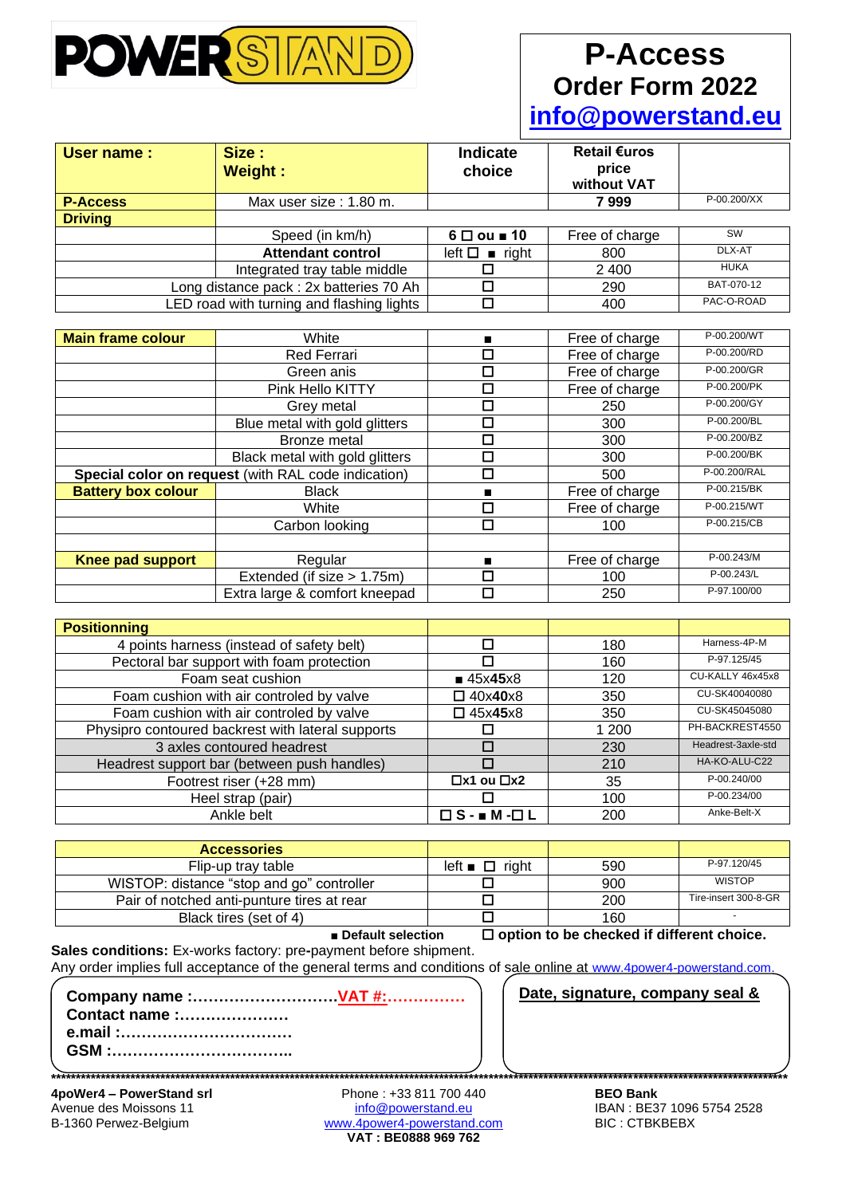POWERSTAND

# P-Access Order Form 2022

**info@powerstand.eu**

| **User name :** | **Size :** **Weight :** | **Indicate choice** | **Retail €uros price without VAT** | |
|---|---|---|---|---|
| **P-Access** | Max user size : 1.80 m. | | **7 999** | P-00.200/XX |
| **Driving** | | | | |
| | Speed (in km/h) | **6 ☐ ou ■ 10** | Free of charge | SW |
| | **Attendant control** | left ☐ ■ right | 800 | DLX-AT |
| | Integrated tray table middle | ☐ | 2 400 | HUKA |
| Long distance pack : 2x batteries 70 Ah | | ☐ | 290 | BAT-070-12 |
| LED road with turning and flashing lights | | ☐ | 400 | PAC-O-ROAD |

| | | | | |
|---|---|---|---|---|
| **Main frame colour** | White | ■ | Free of charge | P-00.200/WT |
| | Red Ferrari | ☐ | Free of charge | P-00.200/RD |
| | Green anis | ☐ | Free of charge | P-00.200/GR |
| | Pink Hello KITTY | ☐ | Free of charge | P-00.200/PK |
| | Grey metal | ☐ | 250 | P-00.200/GY |
| | Blue metal with gold glitters | ☐ | 300 | P-00.200/BL |
| | Bronze metal | ☐ | 300 | P-00.200/BZ |
| | Black metal with gold glitters | ☐ | 300 | P-00.200/BK |
| **Special color on request** (with RAL code indication) | | ☐ | 500 | P-00.200/RAL |
| **Battery box colour** | Black | ■ | Free of charge | P-00.215/BK |
| | White | ☐ | Free of charge | P-00.215/WT |
| | Carbon looking | ☐ | 100 | P-00.215/CB |
| | | | | |
| **Knee pad support** | Regular | ■ | Free of charge | P-00.243/M |
| | Extended (if size > 1.75m) | ☐ | 100 | P-00.243/L |
| | Extra large & comfort kneepad | ☐ | 250 | P-97.100/00 |

| **Positionning** | | | |
|---|---|---|---|
| 4 points harness (instead of safety belt) | ☐ | 180 | Harness-4P-M |
| Pectoral bar support with foam protection | ☐ | 160 | P-97.125/45 |
| Foam seat cushion | ■ 45x**45**x8 | 120 | CU-KALLY 46x45x8 |
| Foam cushion with air controled by valve | ☐ 40x**40**x8 | 350 | CU-SK40040080 |
| Foam cushion with air controled by valve | ☐ 45x**45**x8 | 350 | CU-SK45045080 |
| Physipro contoured backrest with lateral supports | ☐ | 1 200 | PH-BACKREST4550 |
| 3 axles contoured headrest | ☐ | 230 | Headrest-3axle-std |
| Headrest support bar (between push handles) | ☐ | 210 | HA-KO-ALU-C22 |
| Footrest riser (+28 mm) | **☐x1 ou ☐x2** | 35 | P-00.240/00 |
| Heel strap (pair) | ☐ | 100 | P-00.234/00 |
| Ankle belt | **☐ S - ■ M -☐ L** | 200 | Anke-Belt-X |

| **Accessories** | | | |
|---|---|---|---|
| Flip-up tray table | left ■ ☐ right | 590 | P-97.120/45 |
| WISTOP: distance "stop and go" controller | ☐ | 900 | WISTOP |
| Pair of notched anti-punture tires at rear | ☐ | 200 | Tire-insert 300-8-GR |
| Black tires (set of 4) | ☐ | 160 | - |

**■ Default selection** **☐ option to be checked if different choice.**

**Sales conditions:** Ex-works factory: pre-payment before shipment.
Any order implies full acceptance of the general terms and conditions of sale online at www.4power4-powerstand.com.

**Company name :……………………….VAT #:……………**
**Contact name :…………………**
**e.mail :……………………………**
**GSM :……………………………..**

**Date, signature, company seal &**

**4poWer4 – PowerStand srl**
Avenue des Moissons 11
B-1360 Perwez-Belgium

Phone : +33 811 700 440
info@powerstand.eu
www.4power4-powerstand.com
**VAT : BE0888 969 762**

**BEO Bank**
IBAN : BE37 1096 5754 2528
BIC : CTBKBEBX